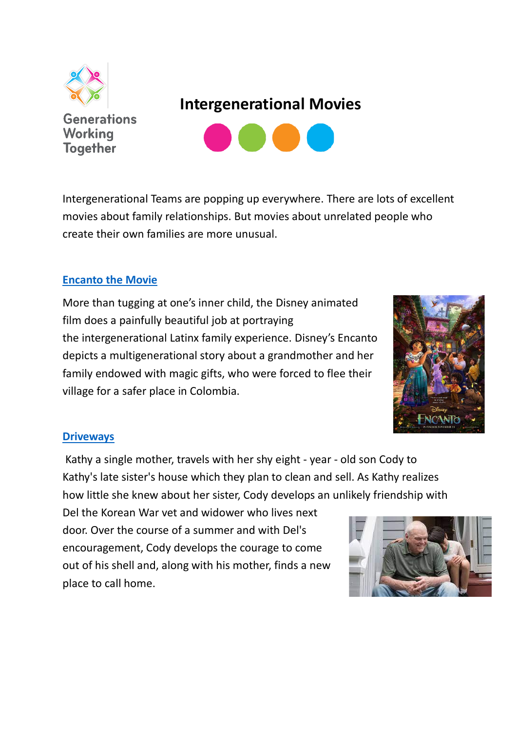Generations Working Together

# Intergenerational Movies

Intergenerational Teams are popping up everywhere. There are lots of excellent movies about family relationships. But movies about unrelated people who create their own families are more unusual.

## Encanto the Movie

More than tugging at one's inner child, the Disney animated film does a painfully beautiful job at portraying the intergenerational Latinx family experience. Disney's Encanto depicts a multigenerational story about a grandmother and her family endowed with magic gifts, who were forced to flee their village for a safer place in Colombia.

## Driveways

Kathy a single mother, travels with her shy eight - year - old son Cody to Kathy's late sister's house which they plan to clean and sell. As Kathy realizes how little she knew about her sister, Cody develops an unlikely friendship with Del the Korean War vet and widower who lives next door. Over the course of a summer and with Del's encouragement, Cody develops the courage to come out of his shell and, along with his mother, finds a new place to call home.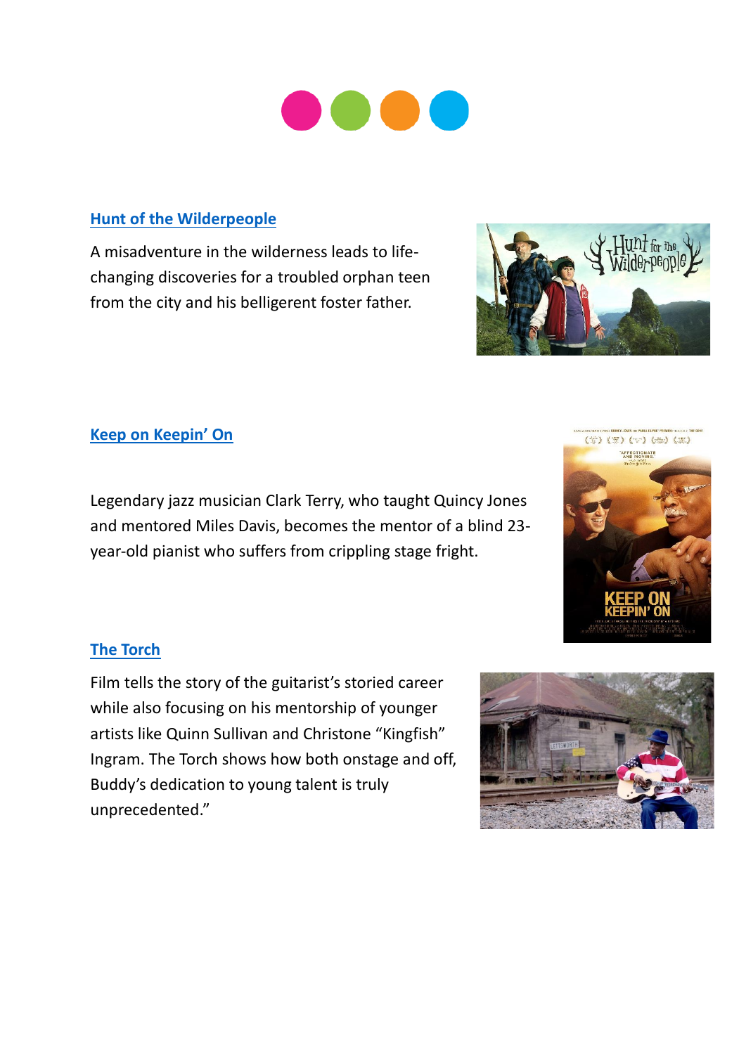[Hunt of the Wilderpeople]

A misadventure in the wilderness leads to life-changing discoveries for a troubled orphan teen from the city and his belligerent foster father.

[Keep on Keepin' On]

Legendary jazz musician Clark Terry, who taught Quincy Jones and mentored Miles Davis, becomes the mentor of a blind 23-year-old pianist who suffers from crippling stage fright.

[The Torch]

Film tells the story of the guitarist's storied career while also focusing on his mentorship of younger artists like Quinn Sullivan and Christone "Kingfish" Ingram. The Torch shows how both onstage and off, Buddy's dedication to young talent is truly unprecedented."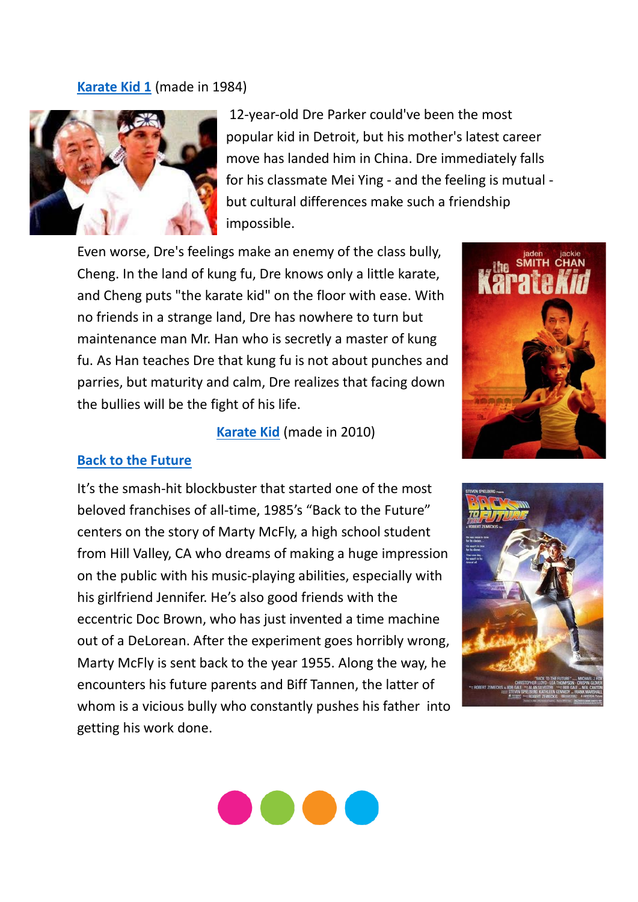[Karate Kid 1](#) (made in 1984)

12-year-old Dre Parker could've been the most popular kid in Detroit, but his mother's latest career move has landed him in China. Dre immediately falls for his classmate Mei Ying - and the feeling is mutual - but cultural differences make such a friendship impossible.

Even worse, Dre's feelings make an enemy of the class bully, Cheng. In the land of kung fu, Dre knows only a little karate, and Cheng puts "the karate kid" on the floor with ease. With no friends in a strange land, Dre has nowhere to turn but maintenance man Mr. Han who is secretly a master of kung fu. As Han teaches Dre that kung fu is not about punches and parries, but maturity and calm, Dre realizes that facing down the bullies will be the fight of his life.

[Karate Kid](#) (made in 2010)

[Back to the Future](#)

It's the smash-hit blockbuster that started one of the most beloved franchises of all-time, 1985's "Back to the Future" centers on the story of Marty McFly, a high school student from Hill Valley, CA who dreams of making a huge impression on the public with his music-playing abilities, especially with his girlfriend Jennifer. He's also good friends with the eccentric Doc Brown, who has just invented a time machine out of a DeLorean. After the experiment goes horribly wrong, Marty McFly is sent back to the year 1955. Along the way, he encounters his future parents and Biff Tannen, the latter of whom is a vicious bully who constantly pushes his father into getting his work done.